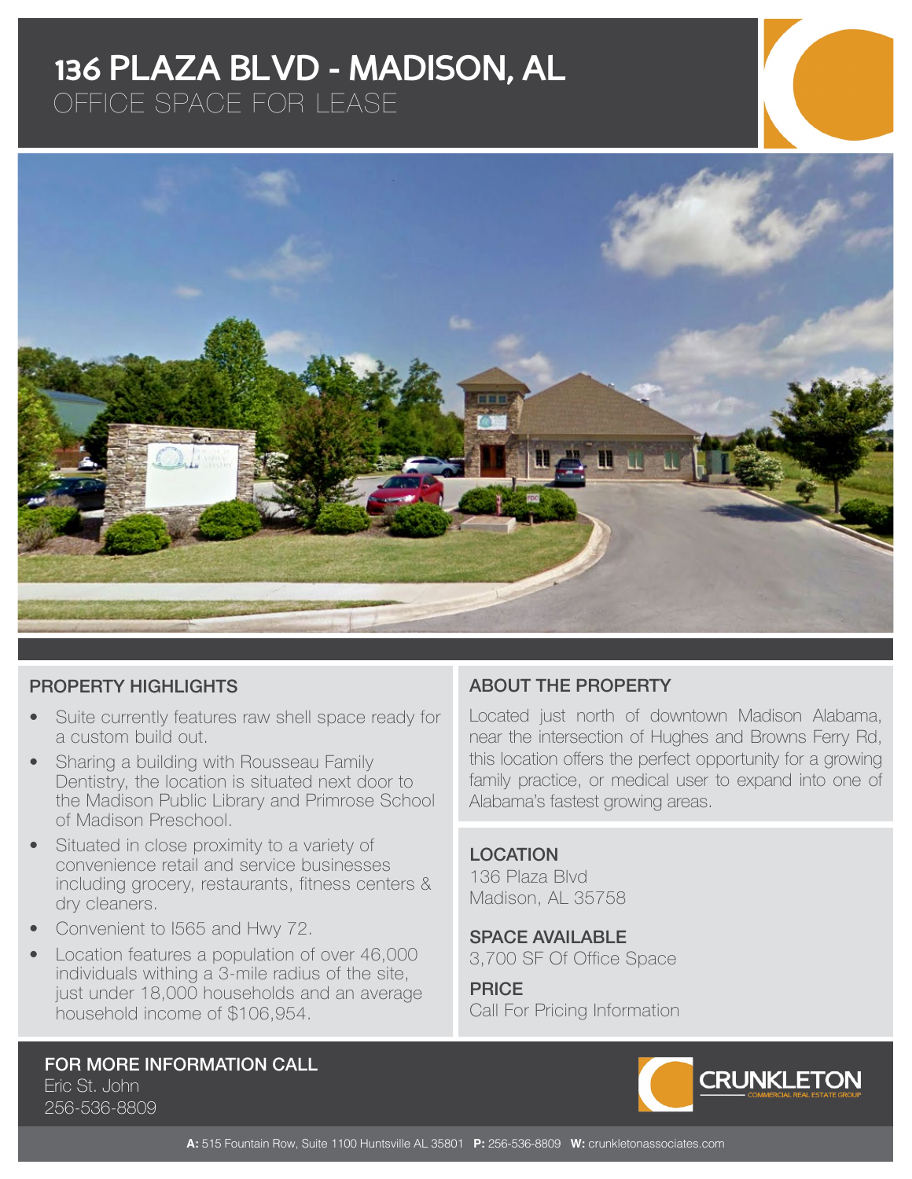# 136 PLAZA BLVD - MADISON, AL

## OFFICE SPACE FOR LEASE

### PROPERTY HIGHLIGHTS

- Suite currently features raw shell space ready for a custom build out.
- Sharing a building with Rousseau Family Dentistry, the location is situated next door to the Madison Public Library and Primrose School of Madison Preschool.
- Situated in close proximity to a variety of convenience retail and service businesses including grocery, restaurants, fitness centers & dry cleaners.
- Convenient to I565 and Hwy 72.
- Location features a population of over 46,000 individuals withing a 3-mile radius of the site, just under 18,000 households and an average household income of $106,954.

### ABOUT THE PROPERTY

Located just north of downtown Madison Alabama, near the intersection of Hughes and Browns Ferry Rd, this location offers the perfect opportunity for a growing family practice, or medical user to expand into one of Alabama's fastest growing areas.

### LOCATION

136 Plaza Blvd
Madison, AL 35758

### SPACE AVAILABLE

3,700 SF Of Office Space

### PRICE

Call For Pricing Information

### FOR MORE INFORMATION CALL

Eric St. John
256-536-8809

CRUNKLETON COMMERCIAL REAL ESTATE GROUP

**A:** 515 Fountain Row, Suite 1100 Huntsville AL 35801 **P:** 256-536-8809 **W:** crunkletonassociates.com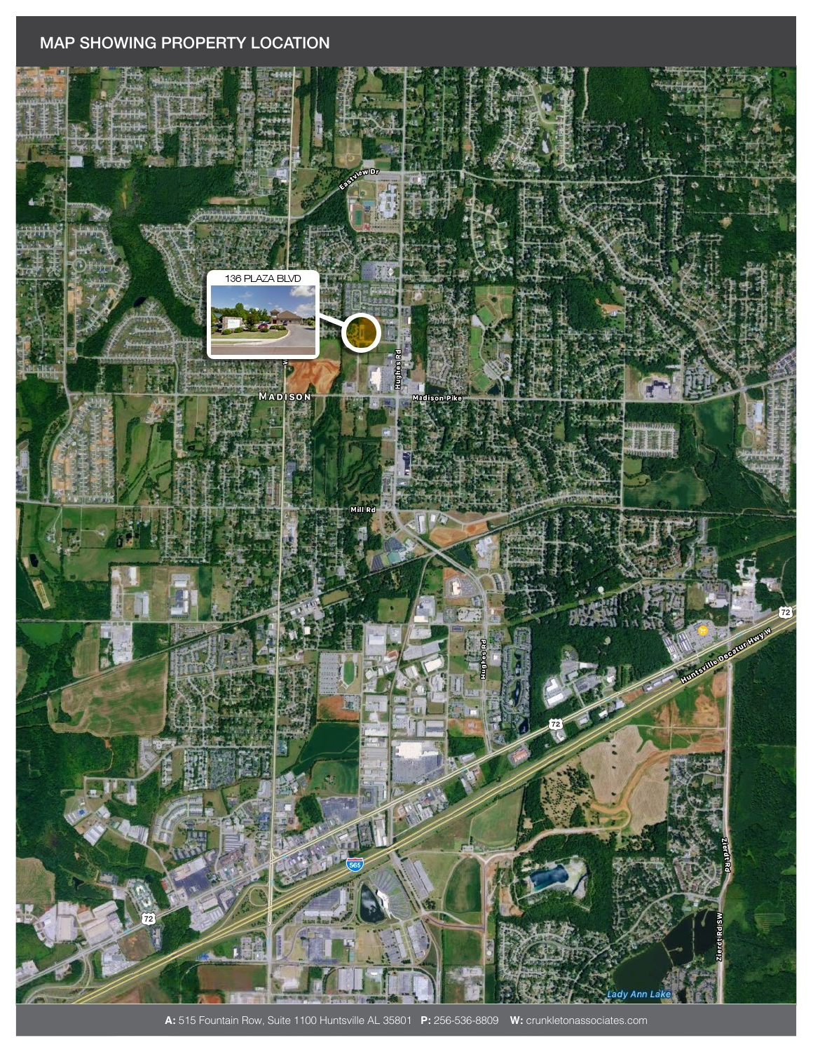# MAP SHOWING PROPERTY LOCATION

136 PLAZA BLVD

Eastview Dr

Hughes Rd

Madison

Madison Pike

Mill Rd

Hughes Rd

72

Huntsville Decatur Hwy W

72

565

72

Zierdt Rd SW

Zierdt Rd SW

Lady Ann Lake

**A:** 515 Fountain Row, Suite 1100 Huntsville AL 35801 **P:** 256-536-8809 **W:** crunkletonassociates.com